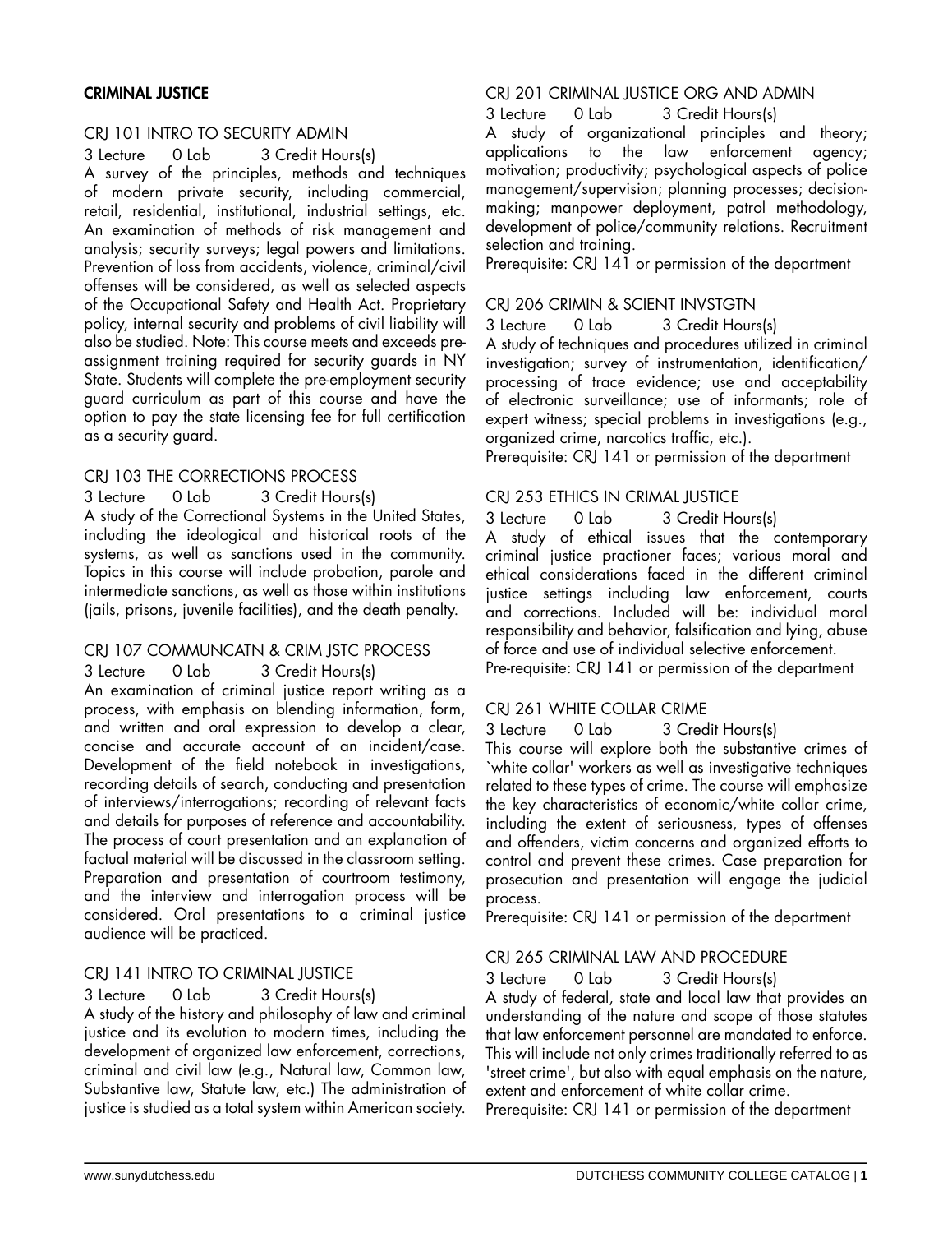## CRIMINAL JUSTICE

### CRJ 101 INTRO TO SECURITY ADMIN

3 Lecture 0 Lab 3 Credit Hours(s)

A survey of the principles, methods and techniques of modern private security, including commercial, retail, residential, institutional, industrial settings, etc. An examination of methods of risk management and analysis; security surveys; legal powers and limitations. Prevention of loss from accidents, violence, criminal/civil offenses will be considered, as well as selected aspects of the Occupational Safety and Health Act. Proprietary policy, internal security and problems of civil liability will also be studied. Note: This course meets and exceeds pre-assignment training required for security guards in NY State. Students will complete the pre-employment security guard curriculum as part of this course and have the option to pay the state licensing fee for full certification as a security guard.

### CRJ 103 THE CORRECTIONS PROCESS

3 Lecture 0 Lab 3 Credit Hours(s)

A study of the Correctional Systems in the United States, including the ideological and historical roots of the systems, as well as sanctions used in the community. Topics in this course will include probation, parole and intermediate sanctions, as well as those within institutions (jails, prisons, juvenile facilities), and the death penalty.

### CRJ 107 COMMUNCATN & CRIM JSTC PROCESS

3 Lecture 0 Lab 3 Credit Hours(s)

An examination of criminal justice report writing as a process, with emphasis on blending information, form, and written and oral expression to develop a clear, concise and accurate account of an incident/case. Development of the field notebook in investigations, recording details of search, conducting and presentation of interviews/interrogations; recording of relevant facts and details for purposes of reference and accountability. The process of court presentation and an explanation of factual material will be discussed in the classroom setting. Preparation and presentation of courtroom testimony, and the interview and interrogation process will be considered. Oral presentations to a criminal justice audience will be practiced.

### CRJ 141 INTRO TO CRIMINAL JUSTICE

3 Lecture 0 Lab 3 Credit Hours(s)

A study of the history and philosophy of law and criminal justice and its evolution to modern times, including the development of organized law enforcement, corrections, criminal and civil law (e.g., Natural law, Common law, Substantive law, Statute law, etc.) The administration of justice is studied as a total system within American society.

### CRJ 201 CRIMINAL JUSTICE ORG AND ADMIN

3 Lecture 0 Lab 3 Credit Hours(s)

A study of organizational principles and theory; applications to the law enforcement agency; motivation; productivity; psychological aspects of police management/supervision; planning processes; decision-making; manpower deployment, patrol methodology, development of police/community relations. Recruitment selection and training.

Prerequisite: CRJ 141 or permission of the department

### CRJ 206 CRIMIN & SCIENT INVSTGTN

3 Lecture 0 Lab 3 Credit Hours(s)

A study of techniques and procedures utilized in criminal investigation; survey of instrumentation, identification/processing of trace evidence; use and acceptability of electronic surveillance; use of informants; role of expert witness; special problems in investigations (e.g., organized crime, narcotics traffic, etc.).

Prerequisite: CRJ 141 or permission of the department

### CRJ 253 ETHICS IN CRIMAL JUSTICE

3 Lecture 0 Lab 3 Credit Hours(s)

A study of ethical issues that the contemporary criminal justice practioner faces; various moral and ethical considerations faced in the different criminal justice settings including law enforcement, courts and corrections. Included will be: individual moral responsibility and behavior, falsification and lying, abuse of force and use of individual selective enforcement.

Pre-requisite: CRJ 141 or permission of the department

### CRJ 261 WHITE COLLAR CRIME

3 Lecture 0 Lab 3 Credit Hours(s)

This course will explore both the substantive crimes of `white collar' workers as well as investigative techniques related to these types of crime. The course will emphasize the key characteristics of economic/white collar crime, including the extent of seriousness, types of offenses and offenders, victim concerns and organized efforts to control and prevent these crimes. Case preparation for prosecution and presentation will engage the judicial process.

Prerequisite: CRJ 141 or permission of the department

### CRJ 265 CRIMINAL LAW AND PROCEDURE

3 Lecture 0 Lab 3 Credit Hours(s)

A study of federal, state and local law that provides an understanding of the nature and scope of those statutes that law enforcement personnel are mandated to enforce. This will include not only crimes traditionally referred to as 'street crime', but also with equal emphasis on the nature, extent and enforcement of white collar crime.

Prerequisite: CRJ 141 or permission of the department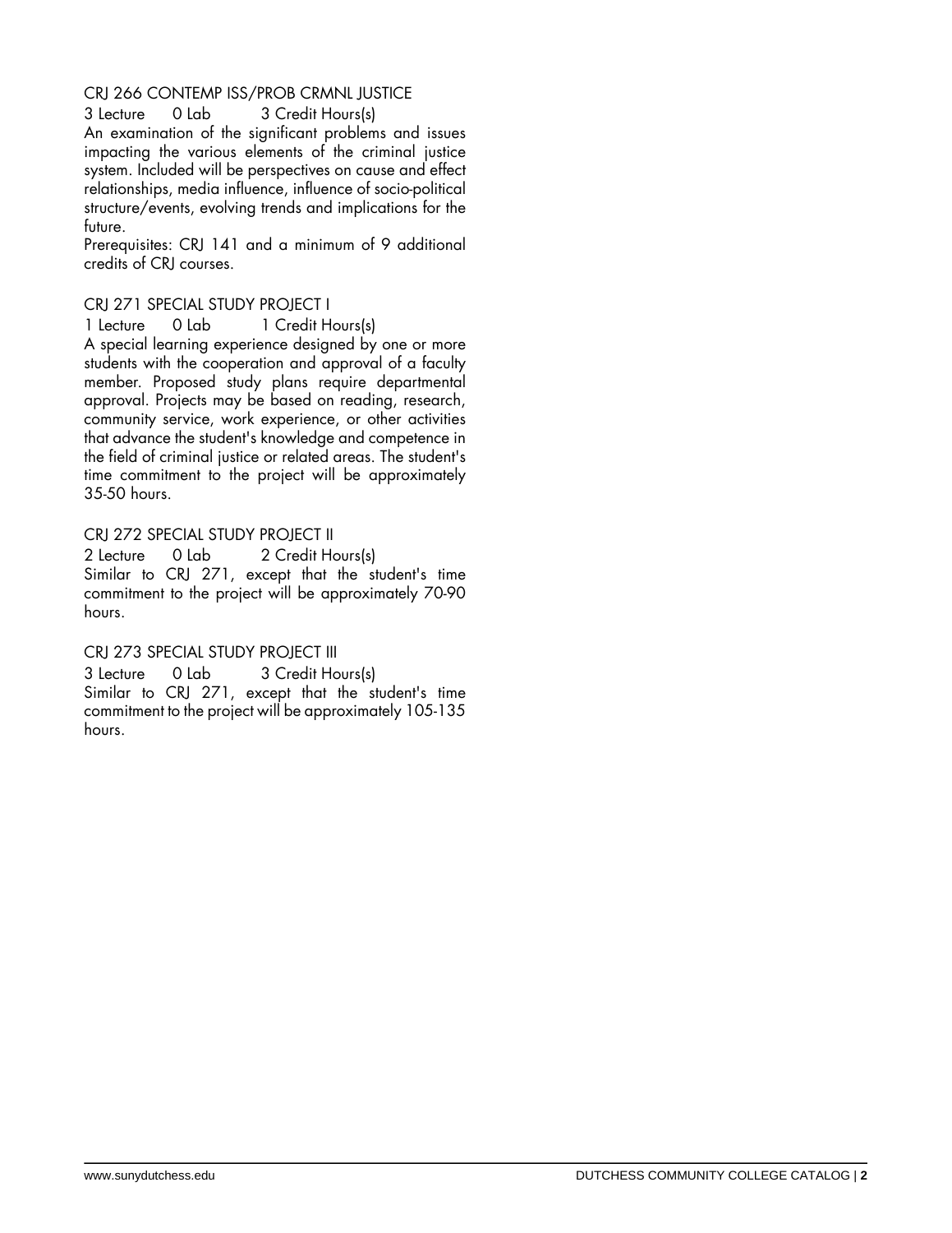### CRJ 266 CONTEMP ISS/PROB CRMNL JUSTICE

3 Lecture 0 Lab 3 Credit Hours(s)

An examination of the significant problems and issues impacting the various elements of the criminal justice system. Included will be perspectives on cause and effect relationships, media influence, influence of socio-political structure/events, evolving trends and implications for the future.

Prerequisites: CRJ 141 and a minimum of 9 additional credits of CRJ courses.

### CRJ 271 SPECIAL STUDY PROJECT I

1 Lecture 0 Lab 1 Credit Hours(s)

A special learning experience designed by one or more students with the cooperation and approval of a faculty member. Proposed study plans require departmental approval. Projects may be based on reading, research, community service, work experience, or other activities that advance the student's knowledge and competence in the field of criminal justice or related areas. The student's time commitment to the project will be approximately 35-50 hours.

### CRJ 272 SPECIAL STUDY PROJECT II

2 Lecture 0 Lab 2 Credit Hours(s)

Similar to CRJ 271, except that the student's time commitment to the project will be approximately 70-90 hours.

### CRJ 273 SPECIAL STUDY PROJECT III

3 Lecture 0 Lab 3 Credit Hours(s)

Similar to CRJ 271, except that the student's time commitment to the project will be approximately 105-135 hours.